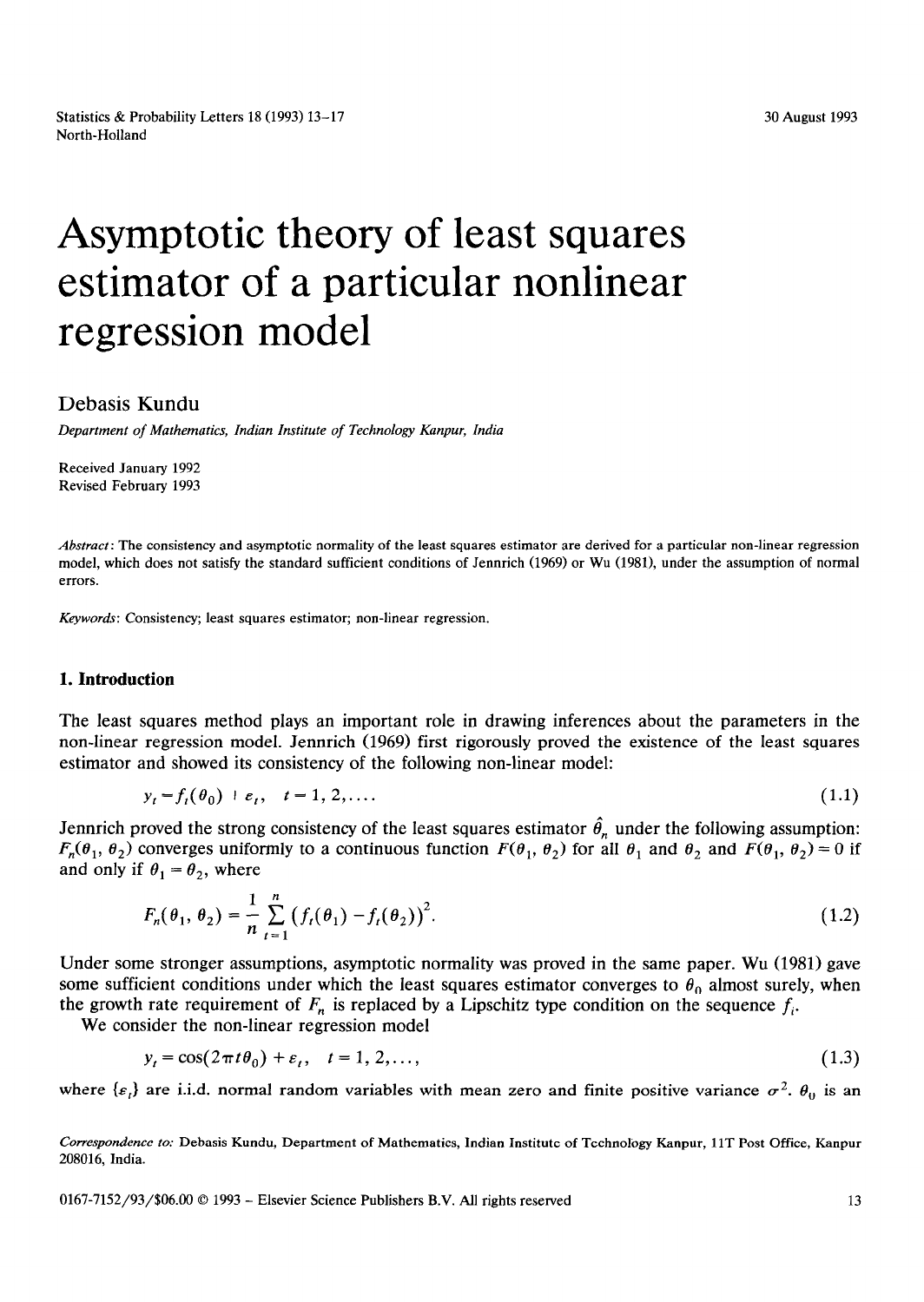# Asymptotic theory of least squares estimator of a particular nonlinear regression model

Debasis Kundu

*Department of Mathematics, Indian Institute of Technology Kanpur, India*

Received January 1992
Revised February 1993

*Abstract*: The consistency and asymptotic normality of the least squares estimator are derived for a particular non-linear regression model, which does not satisfy the standard sufficient conditions of Jennrich (1969) or Wu (1981), under the assumption of normal errors.

*Keywords*: Consistency; least squares estimator; non-linear regression.

## 1. Introduction

The least squares method plays an important role in drawing inferences about the parameters in the non-linear regression model. Jennrich (1969) first rigorously proved the existence of the least squares estimator and showed its consistency of the following non-linear model:

$$y_t = f_t(\theta_0) + \varepsilon_t, \quad t = 1, 2, \ldots. \tag{1.1}$$

Jennrich proved the strong consistency of the least squares estimator $\hat{\theta}_n$ under the following assumption: $F_n(\theta_1, \theta_2)$ converges uniformly to a continuous function $F(\theta_1, \theta_2)$ for all $\theta_1$ and $\theta_2$ and $F(\theta_1, \theta_2) = 0$ if and only if $\theta_1 = \theta_2$, where

$$F_n(\theta_1, \theta_2) = \frac{1}{n} \sum_{t=1}^{n} (f_t(\theta_1) - f_t(\theta_2))^2. \tag{1.2}$$

Under some stronger assumptions, asymptotic normality was proved in the same paper. Wu (1981) gave some sufficient conditions under which the least squares estimator converges to $\theta_0$ almost surely, when the growth rate requirement of $F_n$ is replaced by a Lipschitz type condition on the sequence $f_t$.

We consider the non-linear regression model

$$y_t = \cos(2\pi t \theta_0) + \varepsilon_t, \quad t = 1, 2, \ldots, \tag{1.3}$$

where $\{\varepsilon_t\}$ are i.i.d. normal random variables with mean zero and finite positive variance $\sigma^2$. $\theta_0$ is an

*Correspondence to*: Debasis Kundu, Department of Mathematics, Indian Institute of Technology Kanpur, IIT Post Office, Kanpur 208016, India.

0167-7152/93/$06.00 © 1993 – Elsevier Science Publishers B.V. All rights reserved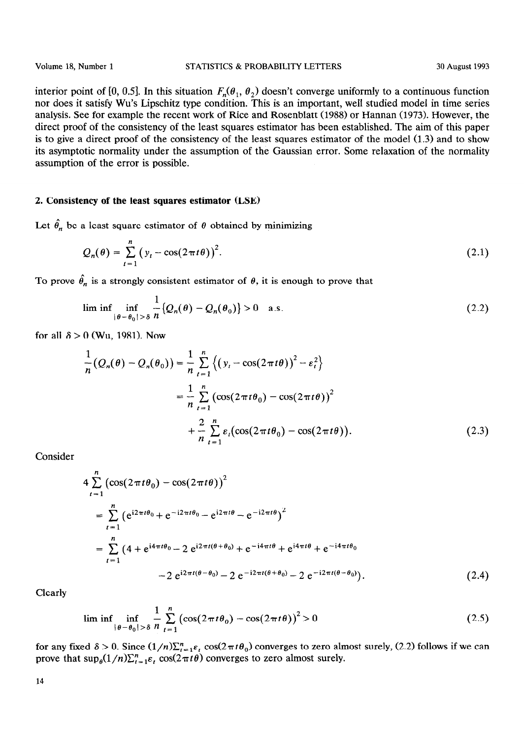interior point of [0, 0.5]. In this situation $F_n(\theta_1, \theta_2)$ doesn't converge uniformly to a continuous function nor does it satisfy Wu's Lipschitz type condition. This is an important, well studied model in time series analysis. See for example the recent work of Rice and Rosenblatt (1988) or Hannan (1973). However, the direct proof of the consistency of the least squares estimator has been established. The aim of this paper is to give a direct proof of the consistency of the least squares estimator of the model (1.3) and to show its asymptotic normality under the assumption of the Gaussian error. Some relaxation of the normality assumption of the error is possible.

## 2. Consistency of the least squares estimator (LSE)

Let $\hat{\theta}_n$ be a least square estimator of $\theta$ obtained by minimizing

$$Q_n(\theta) = \sum_{t=1}^{n} (y_t - \cos(2\pi t\theta))^2. \tag{2.1}$$

To prove $\hat{\theta}_n$ is a strongly consistent estimator of $\theta$, it is enough to prove that

$$\liminf \inf_{|\theta-\theta_0|>\delta} \frac{1}{n}\{Q_n(\theta) - Q_n(\theta_0)\} > 0 \quad \text{a.s.} \tag{2.2}$$

for all $\delta > 0$ (Wu, 1981). Now

$$\begin{aligned}
\frac{1}{n}(Q_n(\theta) - Q_n(\theta_0)) &= \frac{1}{n}\sum_{t=1}^{n}\{(y_t - \cos(2\pi t\theta))^2 - \varepsilon_t^2\} \\
&= \frac{1}{n}\sum_{t=1}^{n}(\cos(2\pi t\theta_0) - \cos(2\pi t\theta))^2 \\
&\quad + \frac{2}{n}\sum_{t=1}^{n}\varepsilon_t(\cos(2\pi t\theta_0) - \cos(2\pi t\theta)).
\end{aligned} \tag{2.3}$$

Consider

$$\begin{aligned}
&4\sum_{t=1}^{n}(\cos(2\pi t\theta_0) - \cos(2\pi t\theta))^2 \\
&= \sum_{t=1}^{n}(e^{i2\pi t\theta_0} + e^{-i2\pi t\theta_0} - e^{i2\pi t\theta} - e^{-i2\pi t\theta})^2 \\
&= \sum_{t=1}^{n}(4 + e^{i4\pi t\theta_0} - 2\,e^{i2\pi t(\theta+\theta_0)} + e^{-i4\pi t\theta} + e^{i4\pi t\theta} + e^{-i4\pi t\theta_0} \\
&\qquad - 2\,e^{i2\pi t(\theta-\theta_0)} - 2\,e^{-i2\pi t(\theta+\theta_0)} - 2\,e^{-i2\pi t(\theta-\theta_0)}).
\end{aligned} \tag{2.4}$$

Clearly

$$\liminf \inf_{|\theta-\theta_0|>\delta} \frac{1}{n}\sum_{t=1}^{n}(\cos(2\pi t\theta_0) - \cos(2\pi t\theta))^2 > 0 \tag{2.5}$$

for any fixed $\delta > 0$. Since $(1/n)\sum_{t=1}^{n}\varepsilon_t\cos(2\pi t\theta_0)$ converges to zero almost surely, (2.2) follows if we can prove that $\sup_\theta(1/n)\sum_{t=1}^{n}\varepsilon_t\cos(2\pi t\theta)$ converges to zero almost surely.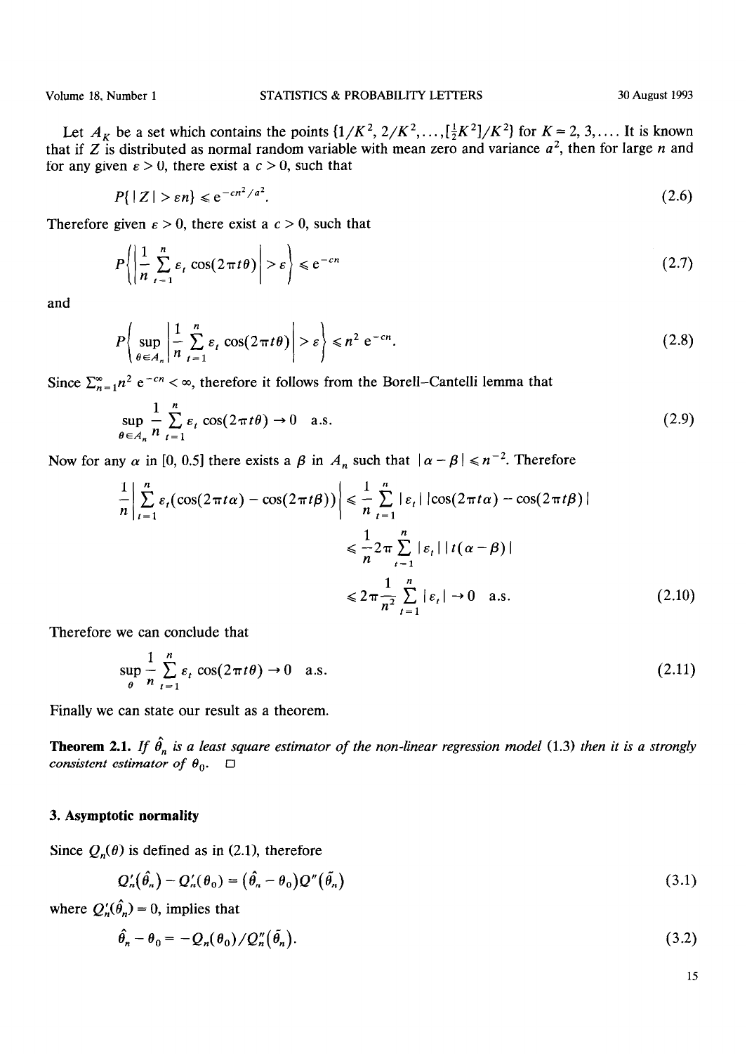Let $A_K$ be a set which contains the points $\{1/K^2, 2/K^2, \ldots, [\frac{1}{2}K^2]/K^2\}$ for $K = 2, 3, \ldots$. It is known that if $Z$ is distributed as normal random variable with mean zero and variance $a^2$, then for large $n$ and for any given $\varepsilon > 0$, there exist a $c > 0$, such that

$$P\{|Z| > \varepsilon n\} \leqslant e^{-cn^2/a^2}. \tag{2.6}$$

Therefore given $\varepsilon > 0$, there exist a $c > 0$, such that

$$P\left\{\left|\frac{1}{n}\sum_{t=1}^{n} \varepsilon_t \cos(2\pi t\theta)\right| > \varepsilon\right\} \leqslant e^{-cn} \tag{2.7}$$

and

$$P\left\{\sup_{\theta \in A_n}\left|\frac{1}{n}\sum_{t=1}^{n} \varepsilon_t \cos(2\pi t\theta)\right| > \varepsilon\right\} \leqslant n^2 e^{-cn}. \tag{2.8}$$

Since $\sum_{n=1}^{\infty} n^2 e^{-cn} < \infty$, therefore it follows from the Borell–Cantelli lemma that

$$\sup_{\theta \in A_n} \frac{1}{n}\sum_{t=1}^{n} \varepsilon_t \cos(2\pi t\theta) \to 0 \quad \text{a.s.} \tag{2.9}$$

Now for any $\alpha$ in $[0, 0.5]$ there exists a $\beta$ in $A_n$ such that $|\alpha - \beta| \leqslant n^{-2}$. Therefore

$$\begin{aligned}
\frac{1}{n}\left|\sum_{t=1}^{n} \varepsilon_t(\cos(2\pi t\alpha) - \cos(2\pi t\beta))\right| &\leqslant \frac{1}{n}\sum_{t=1}^{n} |\varepsilon_t|\,|\cos(2\pi t\alpha) - \cos(2\pi t\beta)| \\
&\leqslant \frac{1}{n} 2\pi \sum_{t=1}^{n} |\varepsilon_t|\,|t(\alpha - \beta)| \\
&\leqslant 2\pi \frac{1}{n^2}\sum_{t=1}^{n} |\varepsilon_t| \to 0 \quad \text{a.s.}
\end{aligned} \tag{2.10}$$

Therefore we can conclude that

$$\sup_{\theta} \frac{1}{n}\sum_{t=1}^{n} \varepsilon_t \cos(2\pi t\theta) \to 0 \quad \text{a.s.} \tag{2.11}$$

Finally we can state our result as a theorem.

**Theorem 2.1.** *If $\hat{\theta}_n$ is a least square estimator of the non-linear regression model (1.3) then it is a strongly consistent estimator of $\theta_0$.* □

## 3. Asymptotic normality

Since $Q_n(\theta)$ is defined as in (2.1), therefore

$$Q_n'(\hat{\theta}_n) - Q_n'(\theta_0) = (\hat{\theta}_n - \theta_0)Q''(\bar{\theta}_n) \tag{3.1}$$

where $Q_n'(\hat{\theta}_n) = 0$, implies that

$$\hat{\theta}_n - \theta_0 = -Q_n(\theta_0)/Q_n''(\bar{\theta}_n). \tag{3.2}$$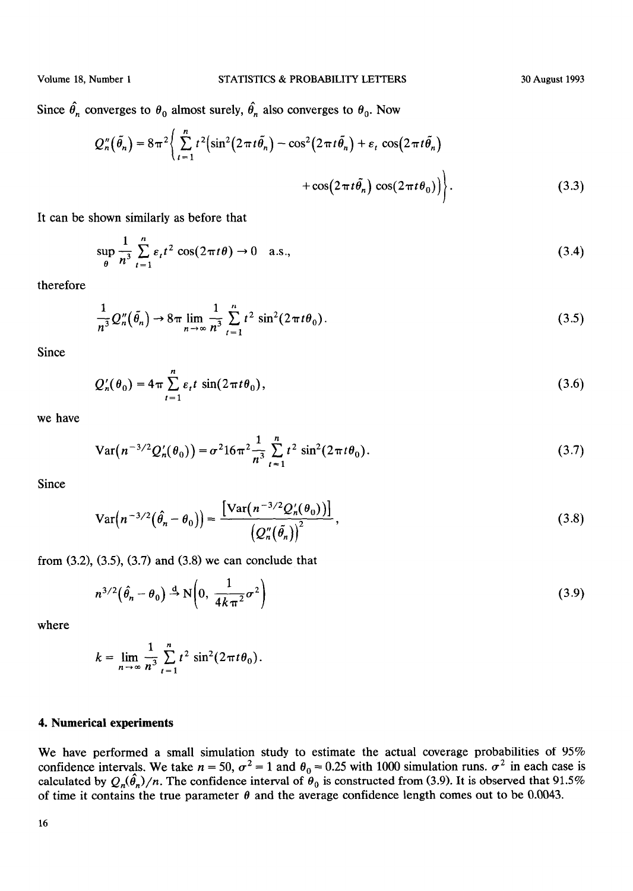Since $\hat{\theta}_n$ converges to $\theta_0$ almost surely, $\tilde{\theta}_n$ also converges to $\theta_0$. Now

$$Q_n''(\tilde{\theta}_n) = 8\pi^2 \left\{ \sum_{t=1}^{n} t^2 \left( \sin^2(2\pi t\tilde{\theta}_n) - \cos^2(2\pi t\tilde{\theta}_n) + \varepsilon_t \cos(2\pi t\tilde{\theta}_n) + \cos(2\pi t\tilde{\theta}_n) \cos(2\pi t\theta_0) \right) \right\}. \tag{3.3}$$

It can be shown similarly as before that

$$\sup_{\theta} \frac{1}{n^3} \sum_{t=1}^{n} \varepsilon_t t^2 \cos(2\pi t\theta) \to 0 \quad \text{a.s.}, \tag{3.4}$$

therefore

$$\frac{1}{n^3} Q_n''(\tilde{\theta}_n) \to 8\pi \lim_{n\to\infty} \frac{1}{n^3} \sum_{t=1}^{n} t^2 \sin^2(2\pi t\theta_0). \tag{3.5}$$

Since

$$Q_n'(\theta_0) = 4\pi \sum_{t=1}^{n} \varepsilon_t t \sin(2\pi t\theta_0), \tag{3.6}$$

we have

$$\operatorname{Var}(n^{-3/2} Q_n'(\theta_0)) = \sigma^2 16\pi^2 \frac{1}{n^3} \sum_{t=1}^{n} t^2 \sin^2(2\pi t\theta_0). \tag{3.7}$$

Since

$$\operatorname{Var}\left(n^{-3/2}(\hat{\theta}_n - \theta_0)\right) = \frac{\left[\operatorname{Var}(n^{-3/2} Q_n'(\theta_0))\right]}{\left(Q_n''(\tilde{\theta}_n)\right)^2}, \tag{3.8}$$

from (3.2), (3.5), (3.7) and (3.8) we can conclude that

$$n^{3/2}(\hat{\theta}_n - \theta_0) \xrightarrow{d} \mathrm{N}\left(0, \frac{1}{4k\pi^2}\sigma^2\right) \tag{3.9}$$

where

$$k = \lim_{n\to\infty} \frac{1}{n^3} \sum_{t=1}^{n} t^2 \sin^2(2\pi t\theta_0).$$

## 4. Numerical experiments

We have performed a small simulation study to estimate the actual coverage probabilities of 95% confidence intervals. We take $n = 50$, $\sigma^2 = 1$ and $\theta_0 = 0.25$ with 1000 simulation runs. $\sigma^2$ in each case is calculated by $Q_n(\hat{\theta}_n)/n$. The confidence interval of $\theta_0$ is constructed from (3.9). It is observed that 91.5% of time it contains the true parameter $\theta$ and the average confidence length comes out to be 0.0043.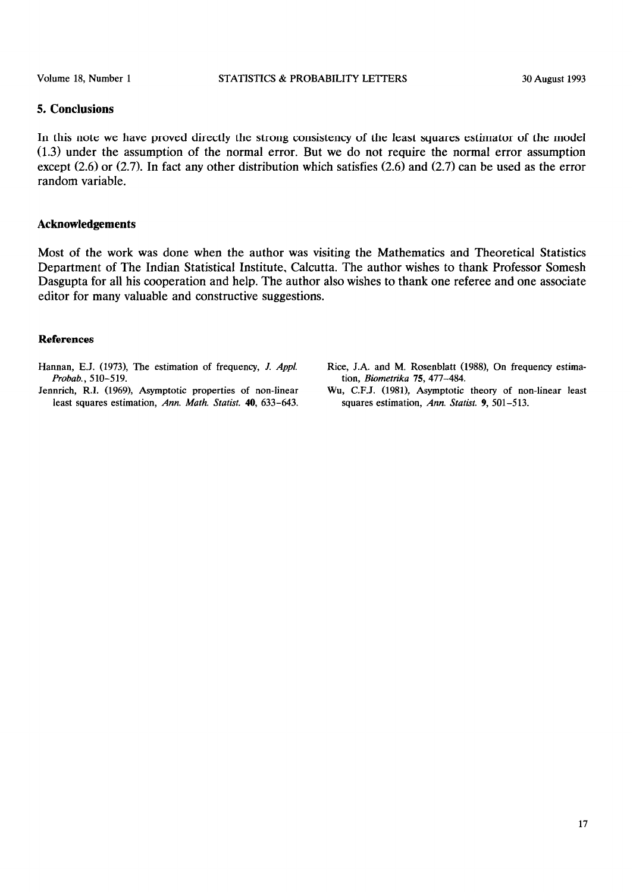## 5. Conclusions

In this note we have proved directly the strong consistency of the least squares estimator of the model (1.3) under the assumption of the normal error. But we do not require the normal error assumption except (2.6) or (2.7). In fact any other distribution which satisfies (2.6) and (2.7) can be used as the error random variable.

## Acknowledgements

Most of the work was done when the author was visiting the Mathematics and Theoretical Statistics Department of The Indian Statistical Institute, Calcutta. The author wishes to thank Professor Somesh Dasgupta for all his cooperation and help. The author also wishes to thank one referee and one associate editor for many valuable and constructive suggestions.

## References

Hannan, E.J. (1973), The estimation of frequency, *J. Appl. Probab.*, 510–519.

Jennrich, R.I. (1969), Asymptotic properties of non-linear least squares estimation, *Ann. Math. Statist.* **40**, 633–643.

Rice, J.A. and M. Rosenblatt (1988), On frequency estimation, *Biometrika* **75**, 477–484.

Wu, C.F.J. (1981), Asymptotic theory of non-linear least squares estimation, *Ann. Statist.* **9**, 501–513.